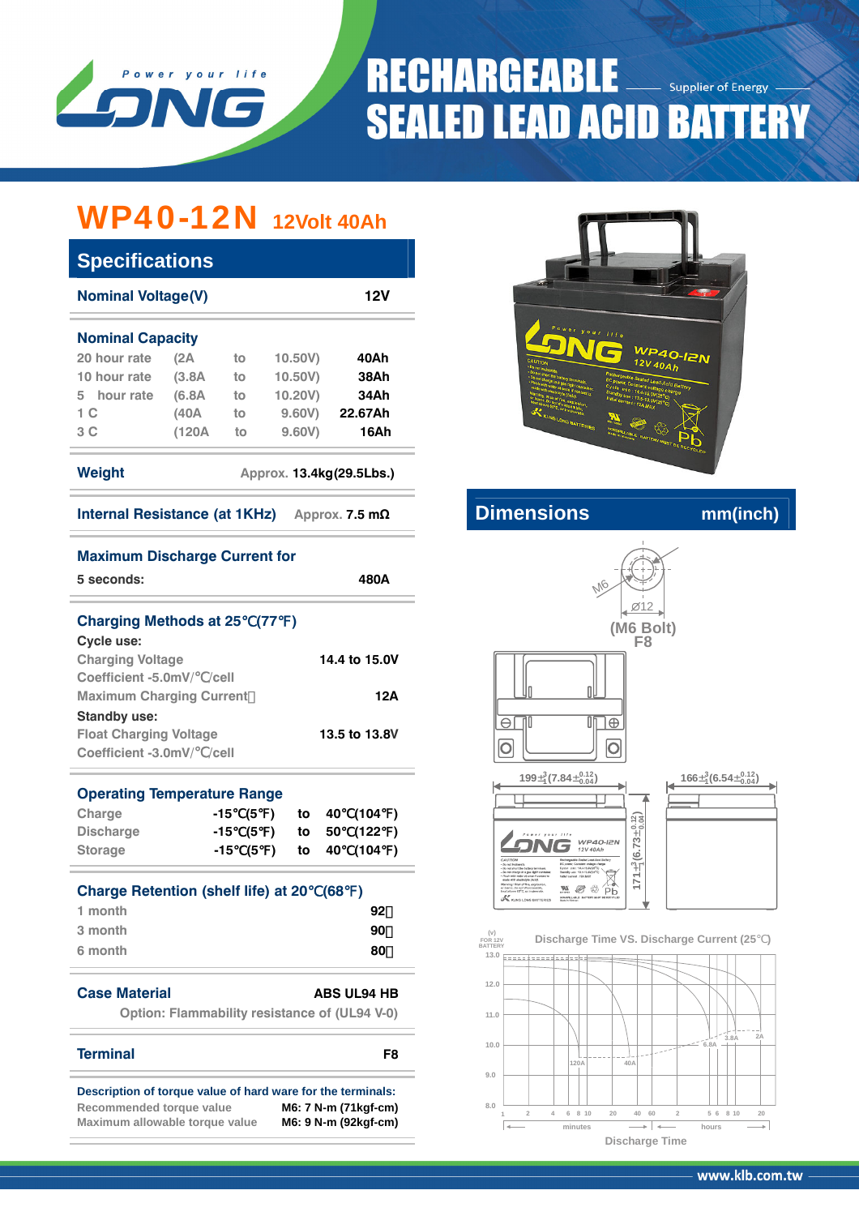Power your life

LONG

# RECHARGEABLE SEALED LEAD ACID BATTERY

Supplier of Energy

# WP40-12N 12Volt 40Ah

## Specifications

**Nominal Voltage(V)** 12V

**Nominal Capacity**

| | | | | |
|---|---|---|---|---|
| 20 hour rate | (2A | to | 10.50V) | 40Ah |
| 10 hour rate | (3.8A | to | 10.50V) | 38Ah |
| 5 hour rate | (6.8A | to | 10.20V) | 34Ah |
| 1 C | (40A | to | 9.60V) | 22.67Ah |
| 3 C | (120A | to | 9.60V) | 16Ah |

**Weight** Approx. 13.4kg(29.5Lbs.)

**Internal Resistance (at 1KHz)** Approx. 7.5 mΩ

**Maximum Discharge Current for**
5 seconds: 480A

**Charging Methods at 25℃(77℉)**

**Cycle use:**
Charging Voltage 14.4 to 15.0V
Coefficient -5.0mV/℃/cell
Maximum Charging Current 12A

**Standby use:**
Float Charging Voltage 13.5 to 13.8V
Coefficient -3.0mV/℃/cell

**Operating Temperature Range**

| | | | |
|---|---|---|---|
| Charge | -15℃(5℉) | to | 40℃(104℉) |
| Discharge | -15℃(5℉) | to | 50℃(122℉) |
| Storage | -15℃(5℉) | to | 40℃(104℉) |

**Charge Retention (shelf life) at 20℃(68℉)**

| | |
|---|---|
| 1 month | 92% |
| 3 month | 90% |
| 6 month | 80% |

**Case Material** ABS UL94 HB
Option: Flammability resistance of (UL94 V-0)

**Terminal** F8

**Description of torque value of hard ware for the terminals:**

| | |
|---|---|
| Recommended torque value | M6: 7 N-m (71kgf-cm) |
| Maximum allowable torque value | M6: 9 N-m (92kgf-cm) |

## Dimensions mm(inch)

M6, Ø12
(M6 Bolt)
F8

$199^{\pm 3}_{-1}$ ($7.84^{\pm 0.12}_{-0.04}$)
$166^{\pm 3}_{-1}$ ($6.54^{\pm 0.12}_{-0.04}$)
$171^{\pm 3}_{-1}$ ($6.73^{\pm 0.12}_{-0.04}$)

**Discharge Time VS. Discharge Current (25℃)**

(V) FOR 12V BATTERY: 13.0, 12.0, 11.0, 10.0, 9.0, 8.0
Curves: 120A, 40A, 6.8A, 3.8A, 2A
X-axis: 1, 2, 4, 6, 8, 10, 20, 40, 60 minutes; 2, 5, 6, 8, 10, 20 hours

Discharge Time

www.klb.com.tw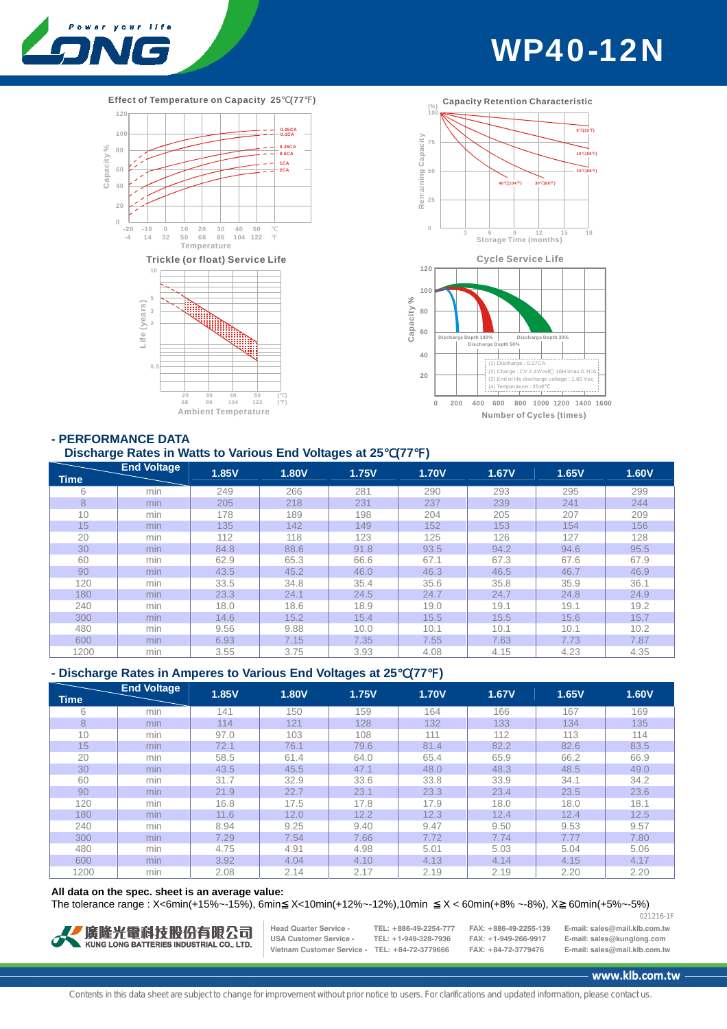# WP40-12N

### Effect of Temperature on Capacity 25℃(77℉)

Capacity %

120
100
80
60
40
20
0

-20 -10 0 10 20 30 40 50 ℃
-4 14 32 50 68 86 104 122 ℉
Temperature

0.05CA
0.1CA
0.25CA
0.6CA
1CA
2CA

### Capacity Retention Characteristic

(%)
100
75
50
25
0

Remaining Capacity

3 6 9 12 15 18
Storage Time (months)

0℃(32℉)
10℃(50℉)
20℃(68℉)
40℃(104℉)
30℃(86℉)

### Trickle (or float) Service Life

Life (years)

10
5
3
2
0.5

20 30 40 50 (℃)
68 86 104 122 (℉)
Ambient Temperature

### Cycle Service Life

Capacity %

120
100
80
60
40
20

0 200 400 600 800 1000 1200 1400 1600
Number of Cycles (times)

Discharge Depth 100%
Discharge Depth 50%
Discharge Depth 30%

(1) Discharge : 0.17CA
(2) Charge : CV 2.4V/cell 16H Imax 0.3CA
(3) End of life discharge voltage : 1.65 Vpc
(4) Temperature : 25±2℃

## - PERFORMANCE DATA

### Discharge Rates in Watts to Various End Voltages at 25℃(77℉)

| Time (End Voltage) | | 1.85V | 1.80V | 1.75V | 1.70V | 1.67V | 1.65V | 1.60V |
|---|---|---|---|---|---|---|---|---|
| 6 | min | 249 | 266 | 281 | 290 | 293 | 295 | 299 |
| 8 | min | 205 | 218 | 231 | 237 | 239 | 241 | 244 |
| 10 | min | 178 | 189 | 198 | 204 | 205 | 207 | 209 |
| 15 | min | 135 | 142 | 149 | 152 | 153 | 154 | 156 |
| 20 | min | 112 | 118 | 123 | 125 | 126 | 127 | 128 |
| 30 | min | 84.8 | 88.6 | 91.8 | 93.5 | 94.2 | 94.6 | 95.5 |
| 60 | min | 62.9 | 65.3 | 66.6 | 67.1 | 67.3 | 67.6 | 67.9 |
| 90 | min | 43.5 | 45.2 | 46.0 | 46.3 | 46.5 | 46.7 | 46.9 |
| 120 | min | 33.5 | 34.8 | 35.4 | 35.6 | 35.8 | 35.9 | 36.1 |
| 180 | min | 23.3 | 24.1 | 24.5 | 24.7 | 24.7 | 24.8 | 24.9 |
| 240 | min | 18.0 | 18.6 | 18.9 | 19.0 | 19.1 | 19.1 | 19.2 |
| 300 | min | 14.6 | 15.2 | 15.4 | 15.5 | 15.5 | 15.6 | 15.7 |
| 480 | min | 9.56 | 9.88 | 10.0 | 10.1 | 10.1 | 10.1 | 10.2 |
| 600 | min | 6.93 | 7.15 | 7.35 | 7.55 | 7.63 | 7.73 | 7.87 |
| 1200 | min | 3.55 | 3.75 | 3.93 | 4.08 | 4.15 | 4.23 | 4.35 |

### - Discharge Rates in Amperes to Various End Voltages at 25℃(77℉)

| Time (End Voltage) | | 1.85V | 1.80V | 1.75V | 1.70V | 1.67V | 1.65V | 1.60V |
|---|---|---|---|---|---|---|---|---|
| 6 | min | 141 | 150 | 159 | 164 | 166 | 167 | 169 |
| 8 | min | 114 | 121 | 128 | 132 | 133 | 134 | 135 |
| 10 | min | 97.0 | 103 | 108 | 111 | 112 | 113 | 114 |
| 15 | min | 72.1 | 76.1 | 79.6 | 81.4 | 82.2 | 82.6 | 83.5 |
| 20 | min | 58.5 | 61.4 | 64.0 | 65.4 | 65.9 | 66.2 | 66.9 |
| 30 | min | 43.5 | 45.5 | 47.1 | 48.0 | 48.3 | 48.5 | 49.0 |
| 60 | min | 31.7 | 32.9 | 33.6 | 33.8 | 33.9 | 34.1 | 34.2 |
| 90 | min | 21.9 | 22.7 | 23.1 | 23.3 | 23.4 | 23.5 | 23.6 |
| 120 | min | 16.8 | 17.5 | 17.8 | 17.9 | 18.0 | 18.0 | 18.1 |
| 180 | min | 11.6 | 12.0 | 12.2 | 12.3 | 12.4 | 12.4 | 12.5 |
| 240 | min | 8.94 | 9.25 | 9.40 | 9.47 | 9.50 | 9.53 | 9.57 |
| 300 | min | 7.29 | 7.54 | 7.66 | 7.72 | 7.74 | 7.77 | 7.80 |
| 480 | min | 4.75 | 4.91 | 4.98 | 5.01 | 5.03 | 5.04 | 5.06 |
| 600 | min | 3.92 | 4.04 | 4.10 | 4.13 | 4.14 | 4.15 | 4.17 |
| 1200 | min | 2.08 | 2.14 | 2.17 | 2.19 | 2.19 | 2.20 | 2.20 |

**All data on the spec. sheet is an average value:**

The tolerance range : X<6min(+15%~-15%), 6min≦X<10min(+12%~-12%),10min ≦X < 60min(+8% ~-8%), X≧60min(+5%~-5%)

021216-1F

廣隆光電科技股份有限公司
KUNG LONG BATTERIES INDUSTRIAL CO., LTD.

| | | | |
|---|---|---|---|
| Head Quarter Service - | TEL: +886-49-2254-777 | FAX: +886-49-2255-139 | E-mail: sales@mail.klb.com.tw |
| USA Customer Service - | TEL: +1-949-328-7936 | FAX: +1-949-266-9917 | E-mail: sales@kunglong.com |
| Vietnam Customer Service - | TEL: +84-72-3779666 | FAX: +84-72-3779476 | E-mail: sales@mail.klb.com.tw |

www.klb.com.tw

Contents in this data sheet are subject to change for improvement without prior notice to users. For clarifications and updated information, please contact us.